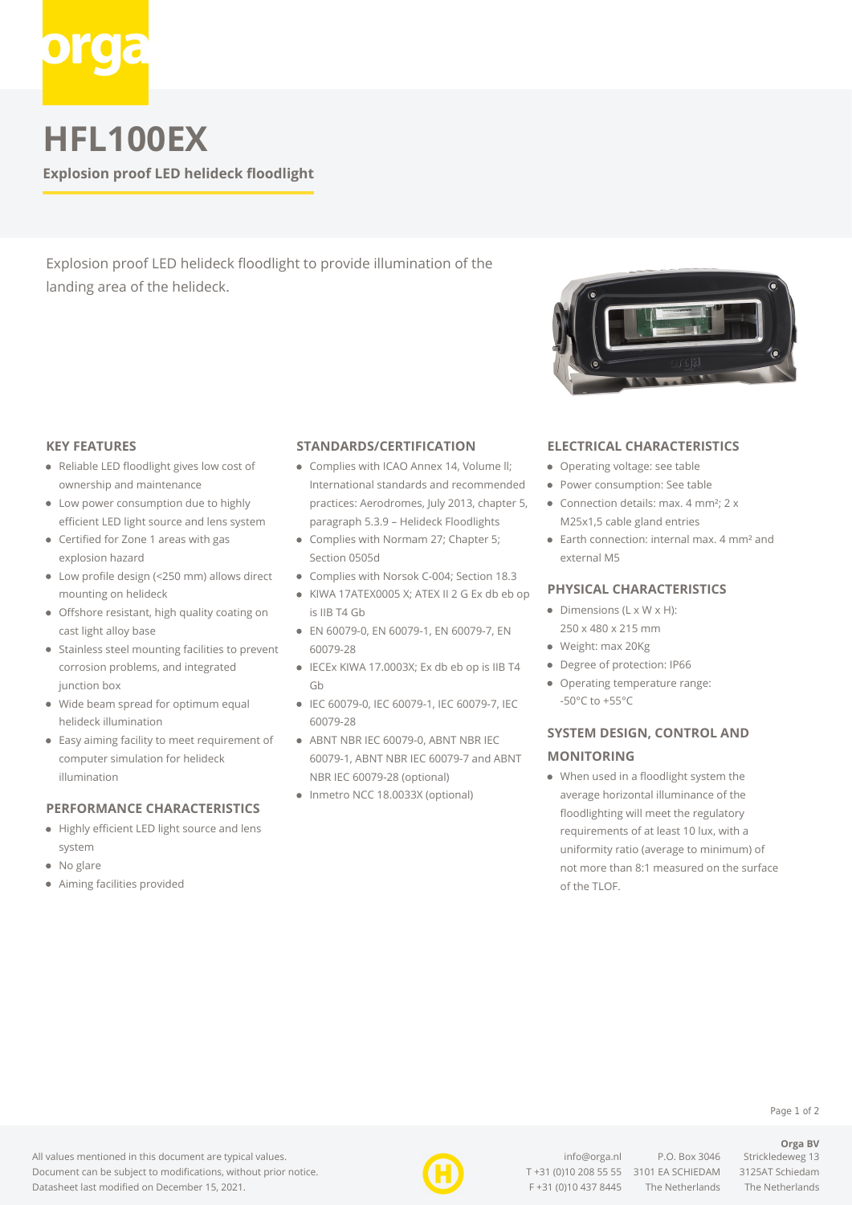# HFL100EX

**Explosion proof LED helideck floodlight**

Explosion proof LED helideck floodlight to provide illumination of the landing area of the helideck.

## KEY FEATURES

- Reliable LED floodlight gives low cost of ownership and maintenance
- Low power consumption due to highly efficient LED light source and lens system
- Certified for Zone 1 areas with gas explosion hazard
- Low profile design (<250 mm) allows direct mounting on helideck
- Offshore resistant, high quality coating on cast light alloy base
- Stainless steel mounting facilities to prevent corrosion problems, and integrated junction box
- Wide beam spread for optimum equal helideck illumination
- Easy aiming facility to meet requirement of computer simulation for helideck illumination

## PERFORMANCE CHARACTERISTICS

- Highly efficient LED light source and lens system
- No glare
- Aiming facilities provided

## STANDARDS/CERTIFICATION

- Complies with ICAO Annex 14, Volume II; International standards and recommended practices: Aerodromes, July 2013, chapter 5, paragraph 5.3.9 – Helideck Floodlights
- Complies with Normam 27; Chapter 5; Section 0505d
- Complies with Norsok C-004; Section 18.3
- KIWA 17ATEX0005 X; ATEX II 2 G Ex db eb op is IIB T4 Gb
- EN 60079-0, EN 60079-1, EN 60079-7, EN 60079-28
- IECEx KIWA 17.0003X; Ex db eb op is IIB T4 Gb
- IEC 60079-0, IEC 60079-1, IEC 60079-7, IEC 60079-28
- ABNT NBR IEC 60079-0, ABNT NBR IEC 60079-1, ABNT NBR IEC 60079-7 and ABNT NBR IEC 60079-28 (optional)
- Inmetro NCC 18.0033X (optional)

## ELECTRICAL CHARACTERISTICS

- Operating voltage: see table
- Power consumption: See table
- Connection details: max. 4 mm²; 2 x M25x1,5 cable gland entries
- Earth connection: internal max. 4 mm² and external M5

## PHYSICAL CHARACTERISTICS

- Dimensions (L x W x H): 250 x 480 x 215 mm
- Weight: max 20Kg
- Degree of protection: IP66
- Operating temperature range: -50°C to +55°C

## SYSTEM DESIGN, CONTROL AND MONITORING

- When used in a floodlight system the average horizontal illuminance of the floodlighting will meet the regulatory requirements of at least 10 lux, with a uniformity ratio (average to minimum) of not more than 8:1 measured on the surface of the TLOF.

All values mentioned in this document are typical values.
Document can be subject to modifications, without prior notice.
Datasheet last modified on December 15, 2021.

**Orga BV**
info@orga.nl
T +31 (0)10 208 55 55
F +31 (0)10 437 8445
P.O. Box 3046
3101 EA SCHIEDAM
The Netherlands
Strickledeweg 13
3125AT Schiedam
The Netherlands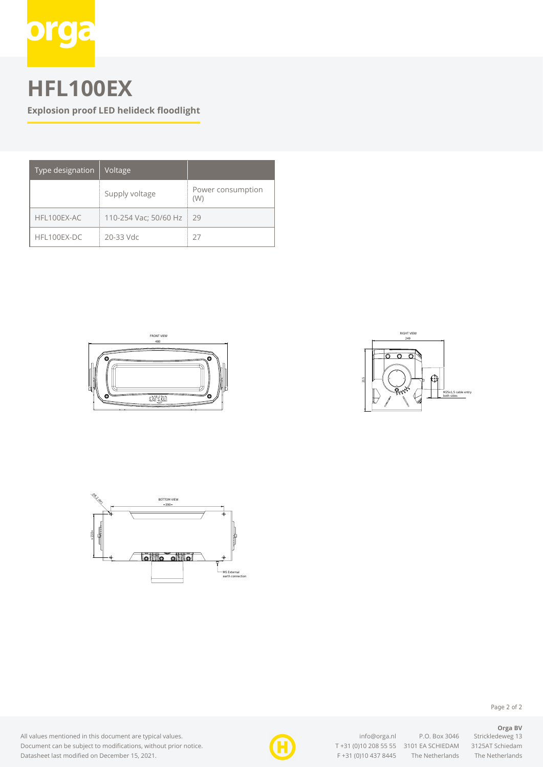# HFL100EX

**Explosion proof LED helideck floodlight**

| Type designation | Voltage | |
|---|---|---|
| | Supply voltage | Power consumption (W) |
| HFL100EX-AC | 110-254 Vac; 50/60 Hz | 29 |
| HFL100EX-DC | 20-33 Vdc | 27 |

FRONT VIEW

480

RIGHT VIEW

249

215

M25x1,5 cable entry both sides

BOTTOM VIEW

≈390≈

≈150≈

M5 External earth connection

All values mentioned in this document are typical values.
Document can be subject to modifications, without prior notice.
Datasheet last modified on December 15, 2021.

info@orga.nl
T +31 (0)10 208 55 55
F +31 (0)10 437 8445

P.O. Box 3046
3101 EA SCHIEDAM
The Netherlands

**Orga BV**
Strickledeweg 13
3125AT Schiedam
The Netherlands